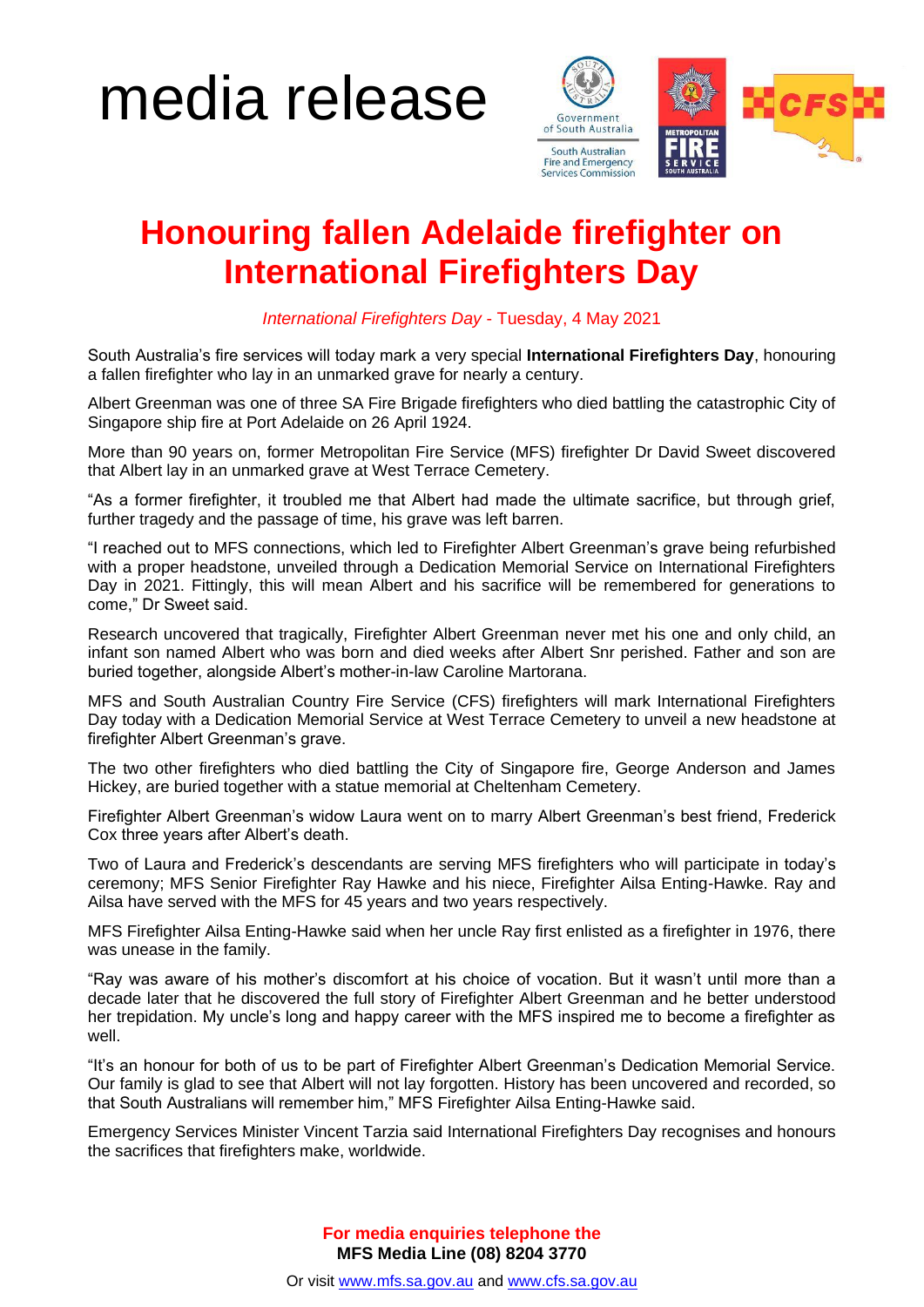media release

Government of South Australia

South Australian Fire and Emergency Services Commission

# Honouring fallen Adelaide firefighter on International Firefighters Day

*International Firefighters Day* - Tuesday, 4 May 2021

South Australia's fire services will today mark a very special **International Firefighters Day**, honouring a fallen firefighter who lay in an unmarked grave for nearly a century.

Albert Greenman was one of three SA Fire Brigade firefighters who died battling the catastrophic City of Singapore ship fire at Port Adelaide on 26 April 1924.

More than 90 years on, former Metropolitan Fire Service (MFS) firefighter Dr David Sweet discovered that Albert lay in an unmarked grave at West Terrace Cemetery.

"As a former firefighter, it troubled me that Albert had made the ultimate sacrifice, but through grief, further tragedy and the passage of time, his grave was left barren.

"I reached out to MFS connections, which led to Firefighter Albert Greenman's grave being refurbished with a proper headstone, unveiled through a Dedication Memorial Service on International Firefighters Day in 2021. Fittingly, this will mean Albert and his sacrifice will be remembered for generations to come," Dr Sweet said.

Research uncovered that tragically, Firefighter Albert Greenman never met his one and only child, an infant son named Albert who was born and died weeks after Albert Snr perished. Father and son are buried together, alongside Albert's mother-in-law Caroline Martorana.

MFS and South Australian Country Fire Service (CFS) firefighters will mark International Firefighters Day today with a Dedication Memorial Service at West Terrace Cemetery to unveil a new headstone at firefighter Albert Greenman's grave.

The two other firefighters who died battling the City of Singapore fire, George Anderson and James Hickey, are buried together with a statue memorial at Cheltenham Cemetery.

Firefighter Albert Greenman's widow Laura went on to marry Albert Greenman's best friend, Frederick Cox three years after Albert's death.

Two of Laura and Frederick's descendants are serving MFS firefighters who will participate in today's ceremony; MFS Senior Firefighter Ray Hawke and his niece, Firefighter Ailsa Enting-Hawke. Ray and Ailsa have served with the MFS for 45 years and two years respectively.

MFS Firefighter Ailsa Enting-Hawke said when her uncle Ray first enlisted as a firefighter in 1976, there was unease in the family.

"Ray was aware of his mother's discomfort at his choice of vocation. But it wasn't until more than a decade later that he discovered the full story of Firefighter Albert Greenman and he better understood her trepidation. My uncle's long and happy career with the MFS inspired me to become a firefighter as well.

"It's an honour for both of us to be part of Firefighter Albert Greenman's Dedication Memorial Service. Our family is glad to see that Albert will not lay forgotten. History has been uncovered and recorded, so that South Australians will remember him," MFS Firefighter Ailsa Enting-Hawke said.

Emergency Services Minister Vincent Tarzia said International Firefighters Day recognises and honours the sacrifices that firefighters make, worldwide.

**For media enquiries telephone the**
**MFS Media Line (08) 8204 3770**

Or visit www.mfs.sa.gov.au and www.cfs.sa.gov.au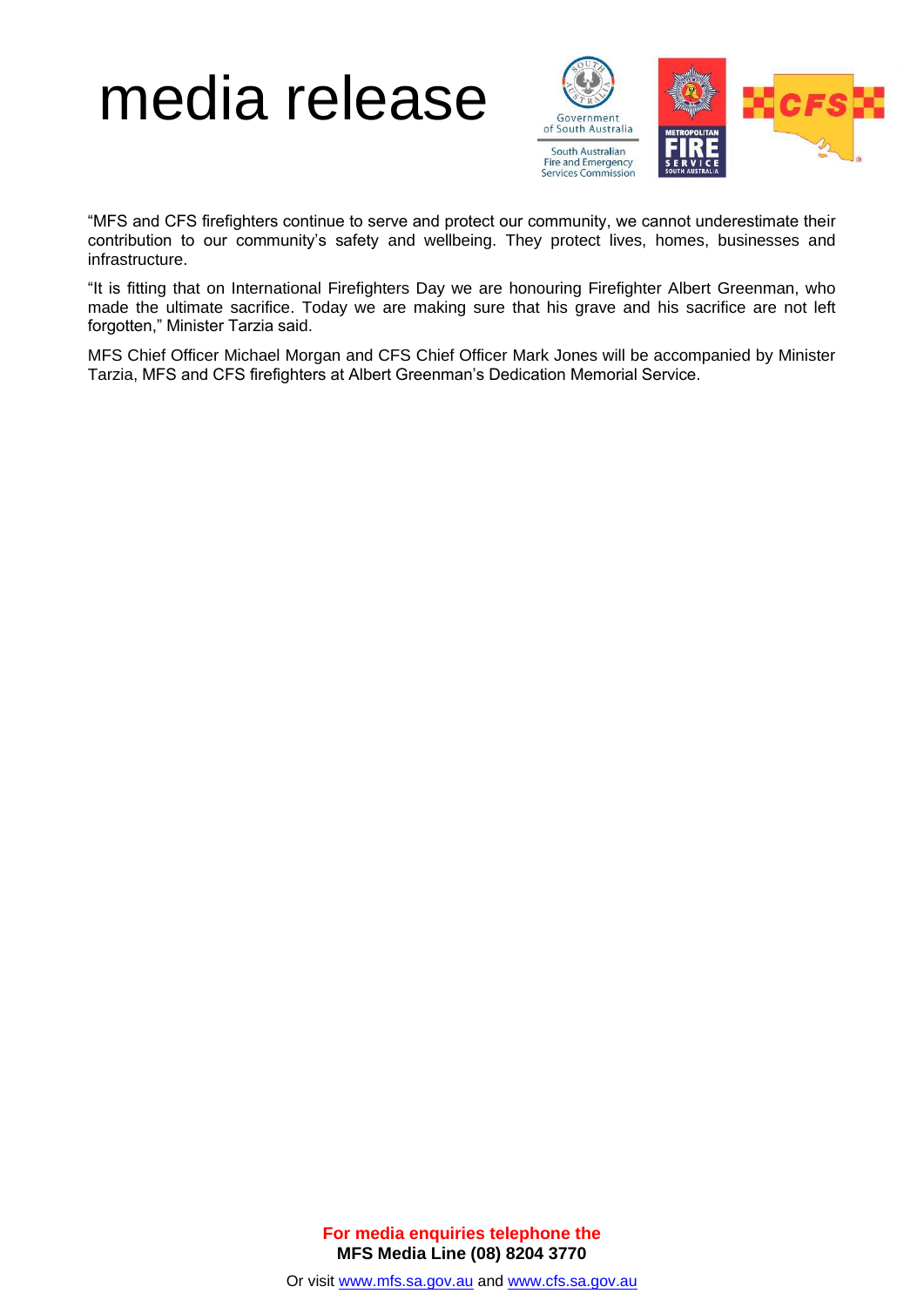# media release

"MFS and CFS firefighters continue to serve and protect our community, we cannot underestimate their contribution to our community's safety and wellbeing. They protect lives, homes, businesses and infrastructure.

"It is fitting that on International Firefighters Day we are honouring Firefighter Albert Greenman, who made the ultimate sacrifice. Today we are making sure that his grave and his sacrifice are not left forgotten," Minister Tarzia said.

MFS Chief Officer Michael Morgan and CFS Chief Officer Mark Jones will be accompanied by Minister Tarzia, MFS and CFS firefighters at Albert Greenman's Dedication Memorial Service.

**For media enquiries telephone the**
**MFS Media Line (08) 8204 3770**

Or visit www.mfs.sa.gov.au and www.cfs.sa.gov.au